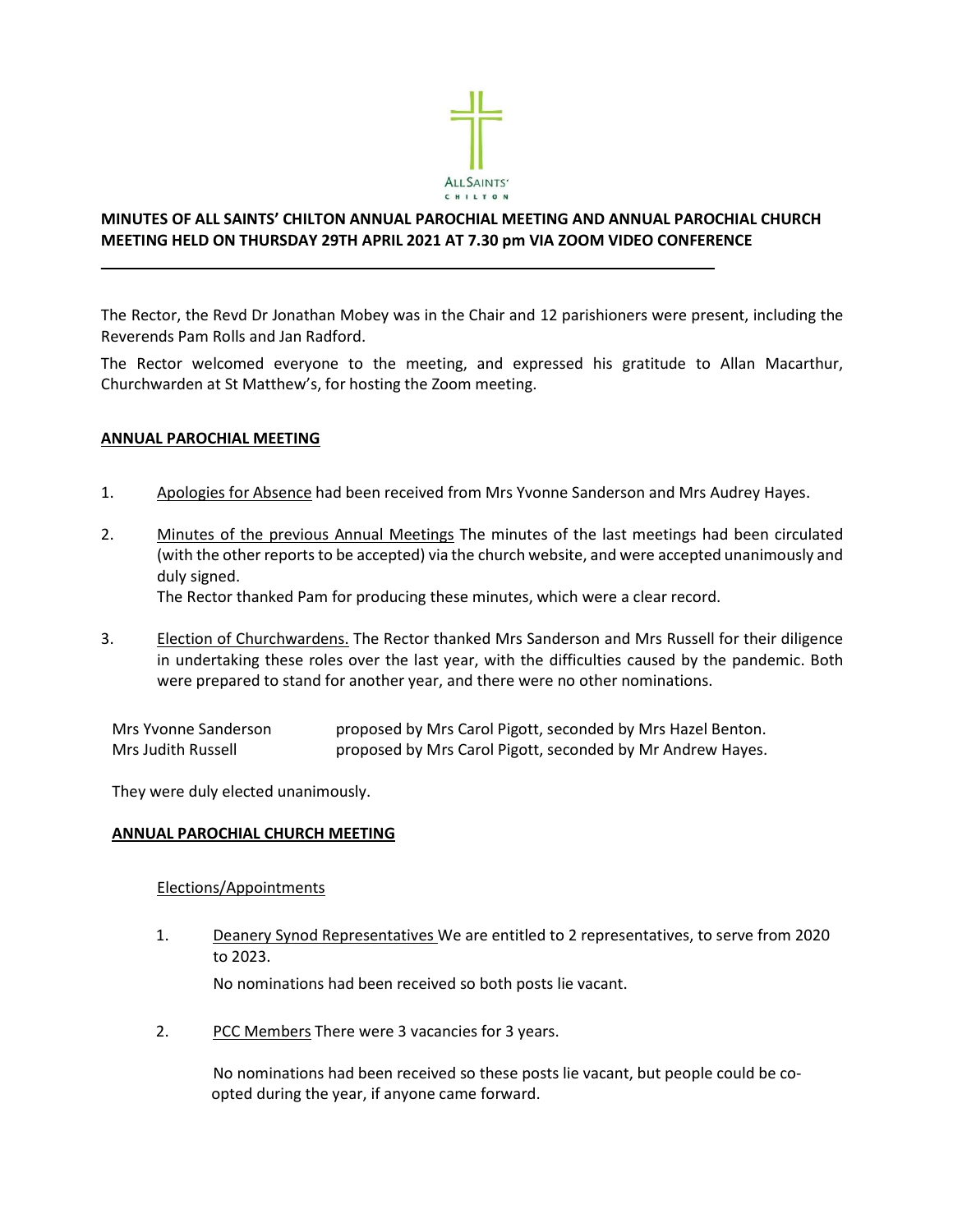ALL SAINTS' CHILTON

**MINUTES OF ALL SAINTS' CHILTON ANNUAL PAROCHIAL MEETING AND ANNUAL PAROCHIAL CHURCH MEETING HELD ON THURSDAY 29TH APRIL 2021 AT 7.30 pm VIA ZOOM VIDEO CONFERENCE**

---

The Rector, the Revd Dr Jonathan Mobey was in the Chair and 12 parishioners were present, including the Reverends Pam Rolls and Jan Radford.

The Rector welcomed everyone to the meeting, and expressed his gratitude to Allan Macarthur, Churchwarden at St Matthew's, for hosting the Zoom meeting.

## ANNUAL PAROCHIAL MEETING

1. Apologies for Absence had been received from Mrs Yvonne Sanderson and Mrs Audrey Hayes.

2. Minutes of the previous Annual Meetings The minutes of the last meetings had been circulated (with the other reports to be accepted) via the church website, and were accepted unanimously and duly signed.
   The Rector thanked Pam for producing these minutes, which were a clear record.

3. Election of Churchwardens. The Rector thanked Mrs Sanderson and Mrs Russell for their diligence in undertaking these roles over the last year, with the difficulties caused by the pandemic. Both were prepared to stand for another year, and there were no other nominations.

| | |
|---|---|
| Mrs Yvonne Sanderson | proposed by Mrs Carol Pigott, seconded by Mrs Hazel Benton. |
| Mrs Judith Russell | proposed by Mrs Carol Pigott, seconded by Mr Andrew Hayes. |

They were duly elected unanimously.

## ANNUAL PAROCHIAL CHURCH MEETING

### Elections/Appointments

1. Deanery Synod Representatives We are entitled to 2 representatives, to serve from 2020 to 2023.

   No nominations had been received so both posts lie vacant.

2. PCC Members There were 3 vacancies for 3 years.

   No nominations had been received so these posts lie vacant, but people could be co-opted during the year, if anyone came forward.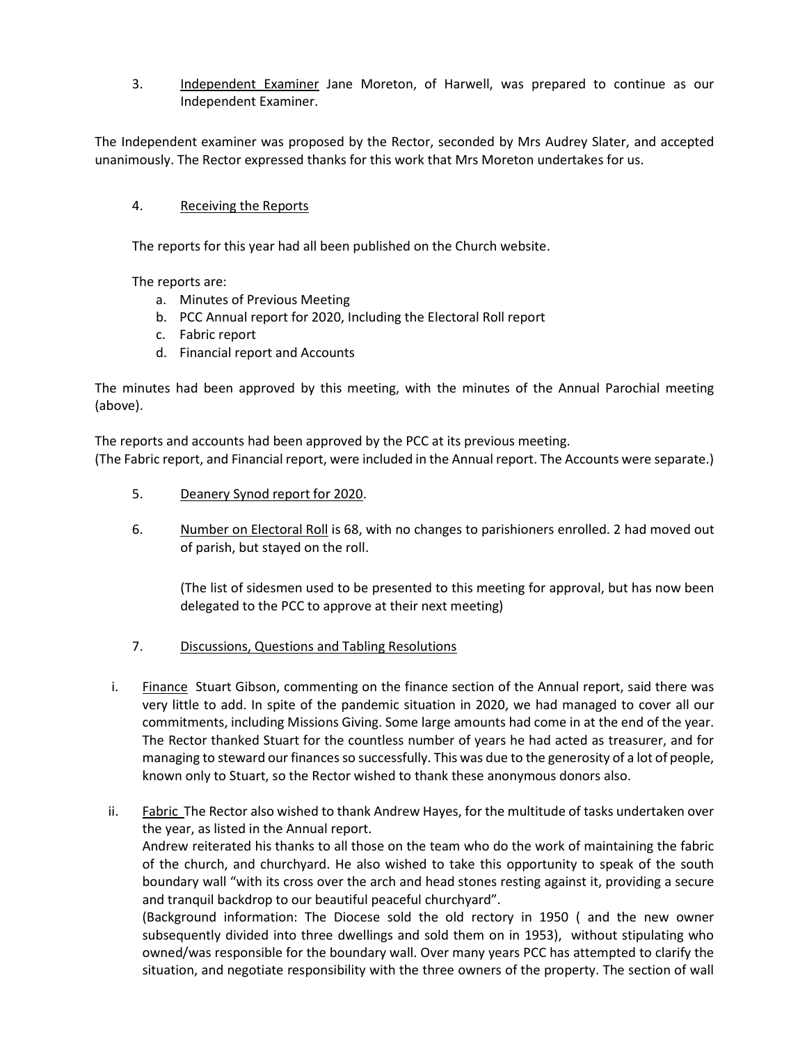3. <u>Independent Examiner</u> Jane Moreton, of Harwell, was prepared to continue as our Independent Examiner.

The Independent examiner was proposed by the Rector, seconded by Mrs Audrey Slater, and accepted unanimously. The Rector expressed thanks for this work that Mrs Moreton undertakes for us.

4. <u>Receiving the Reports</u>

The reports for this year had all been published on the Church website.

The reports are:

a. Minutes of Previous Meeting
b. PCC Annual report for 2020, Including the Electoral Roll report
c. Fabric report
d. Financial report and Accounts

The minutes had been approved by this meeting, with the minutes of the Annual Parochial meeting (above).

The reports and accounts had been approved by the PCC at its previous meeting.
(The Fabric report, and Financial report, were included in the Annual report. The Accounts were separate.)

5. <u>Deanery Synod report for 2020</u>.

6. <u>Number on Electoral Roll</u> is 68, with no changes to parishioners enrolled. 2 had moved out of parish, but stayed on the roll.

   (The list of sidesmen used to be presented to this meeting for approval, but has now been delegated to the PCC to approve at their next meeting)

7. <u>Discussions, Questions and Tabling Resolutions</u>

i. <u>Finance</u> Stuart Gibson, commenting on the finance section of the Annual report, said there was very little to add. In spite of the pandemic situation in 2020, we had managed to cover all our commitments, including Missions Giving. Some large amounts had come in at the end of the year. The Rector thanked Stuart for the countless number of years he had acted as treasurer, and for managing to steward our finances so successfully. This was due to the generosity of a lot of people, known only to Stuart, so the Rector wished to thank these anonymous donors also.

ii. <u>Fabric</u> The Rector also wished to thank Andrew Hayes, for the multitude of tasks undertaken over the year, as listed in the Annual report.
Andrew reiterated his thanks to all those on the team who do the work of maintaining the fabric of the church, and churchyard. He also wished to take this opportunity to speak of the south boundary wall "with its cross over the arch and head stones resting against it, providing a secure and tranquil backdrop to our beautiful peaceful churchyard".
(Background information: The Diocese sold the old rectory in 1950 ( and the new owner subsequently divided into three dwellings and sold them on in 1953), without stipulating who owned/was responsible for the boundary wall. Over many years PCC has attempted to clarify the situation, and negotiate responsibility with the three owners of the property. The section of wall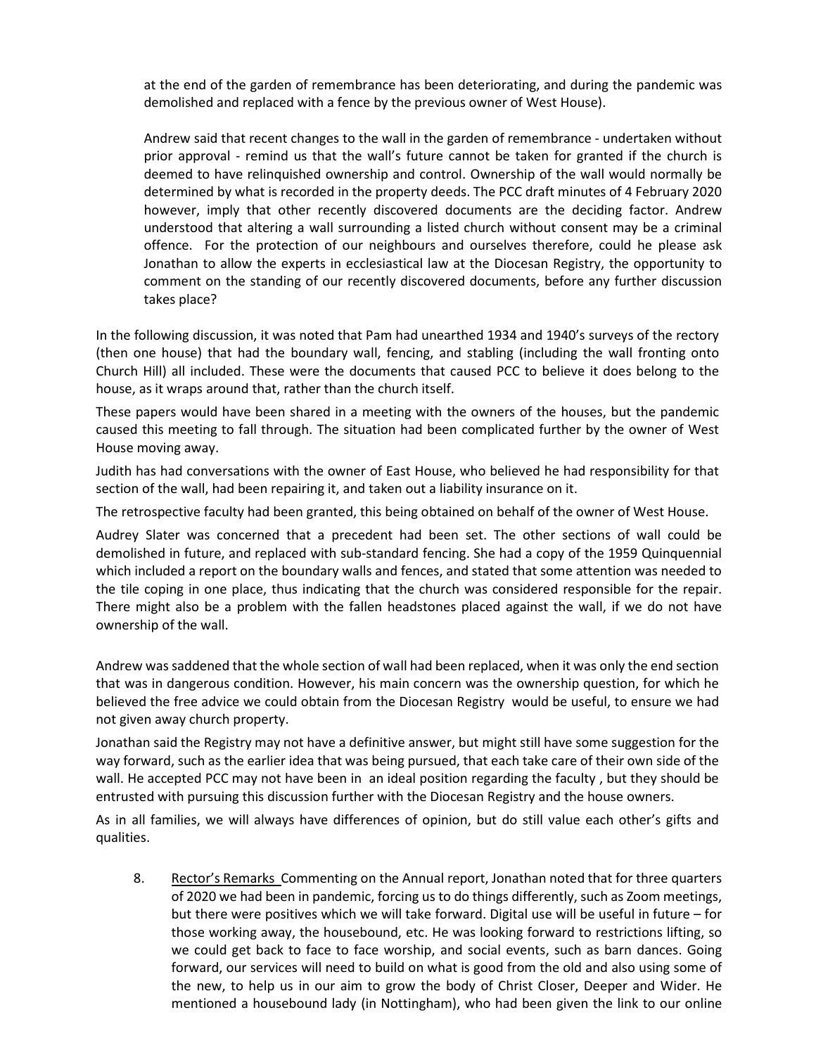at the end of the garden of remembrance has been deteriorating, and during the pandemic was demolished and replaced with a fence by the previous owner of West House).

Andrew said that recent changes to the wall in the garden of remembrance - undertaken without prior approval - remind us that the wall's future cannot be taken for granted if the church is deemed to have relinquished ownership and control. Ownership of the wall would normally be determined by what is recorded in the property deeds. The PCC draft minutes of 4 February 2020 however, imply that other recently discovered documents are the deciding factor. Andrew understood that altering a wall surrounding a listed church without consent may be a criminal offence. For the protection of our neighbours and ourselves therefore, could he please ask Jonathan to allow the experts in ecclesiastical law at the Diocesan Registry, the opportunity to comment on the standing of our recently discovered documents, before any further discussion takes place?

In the following discussion, it was noted that Pam had unearthed 1934 and 1940's surveys of the rectory (then one house) that had the boundary wall, fencing, and stabling (including the wall fronting onto Church Hill) all included. These were the documents that caused PCC to believe it does belong to the house, as it wraps around that, rather than the church itself.

These papers would have been shared in a meeting with the owners of the houses, but the pandemic caused this meeting to fall through. The situation had been complicated further by the owner of West House moving away.

Judith has had conversations with the owner of East House, who believed he had responsibility for that section of the wall, had been repairing it, and taken out a liability insurance on it.

The retrospective faculty had been granted, this being obtained on behalf of the owner of West House.

Audrey Slater was concerned that a precedent had been set. The other sections of wall could be demolished in future, and replaced with sub-standard fencing. She had a copy of the 1959 Quinquennial which included a report on the boundary walls and fences, and stated that some attention was needed to the tile coping in one place, thus indicating that the church was considered responsible for the repair. There might also be a problem with the fallen headstones placed against the wall, if we do not have ownership of the wall.

Andrew was saddened that the whole section of wall had been replaced, when it was only the end section that was in dangerous condition. However, his main concern was the ownership question, for which he believed the free advice we could obtain from the Diocesan Registry would be useful, to ensure we had not given away church property.

Jonathan said the Registry may not have a definitive answer, but might still have some suggestion for the way forward, such as the earlier idea that was being pursued, that each take care of their own side of the wall. He accepted PCC may not have been in an ideal position regarding the faculty , but they should be entrusted with pursuing this discussion further with the Diocesan Registry and the house owners.

As in all families, we will always have differences of opinion, but do still value each other's gifts and qualities.

8. Rector's Remarks Commenting on the Annual report, Jonathan noted that for three quarters of 2020 we had been in pandemic, forcing us to do things differently, such as Zoom meetings, but there were positives which we will take forward. Digital use will be useful in future – for those working away, the housebound, etc. He was looking forward to restrictions lifting, so we could get back to face to face worship, and social events, such as barn dances. Going forward, our services will need to build on what is good from the old and also using some of the new, to help us in our aim to grow the body of Christ Closer, Deeper and Wider. He mentioned a housebound lady (in Nottingham), who had been given the link to our online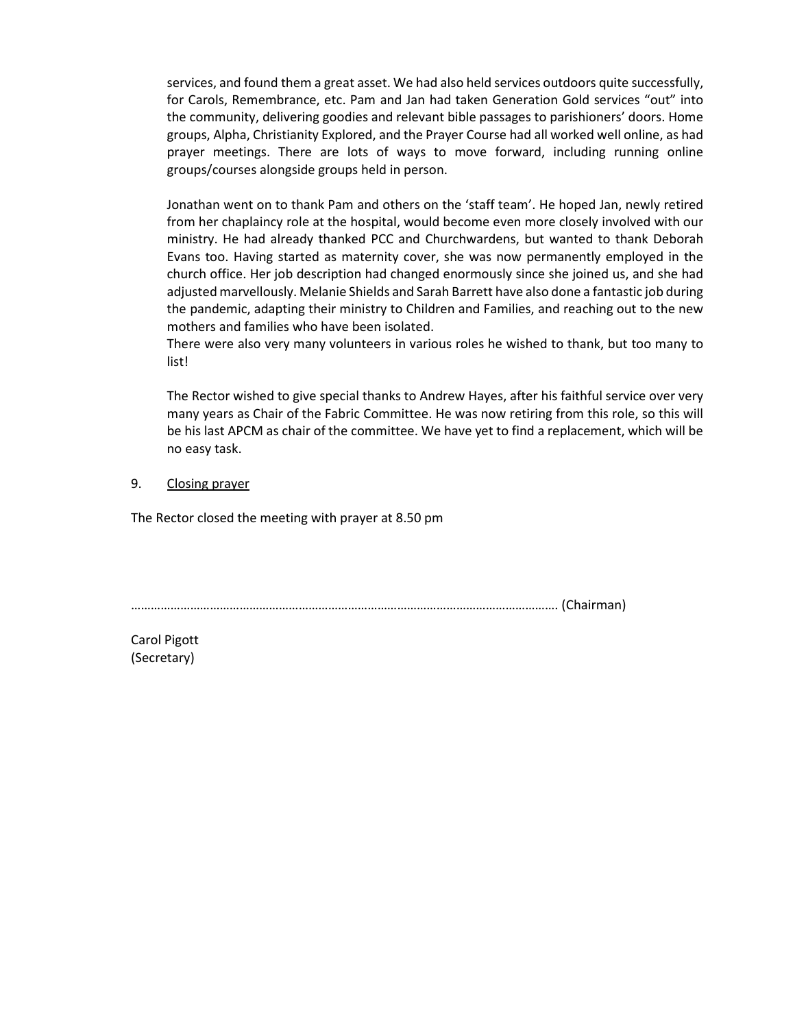services, and found them a great asset. We had also held services outdoors quite successfully, for Carols, Remembrance, etc. Pam and Jan had taken Generation Gold services "out" into the community, delivering goodies and relevant bible passages to parishioners' doors. Home groups, Alpha, Christianity Explored, and the Prayer Course had all worked well online, as had prayer meetings. There are lots of ways to move forward, including running online groups/courses alongside groups held in person.

Jonathan went on to thank Pam and others on the 'staff team'. He hoped Jan, newly retired from her chaplaincy role at the hospital, would become even more closely involved with our ministry. He had already thanked PCC and Churchwardens, but wanted to thank Deborah Evans too. Having started as maternity cover, she was now permanently employed in the church office. Her job description had changed enormously since she joined us, and she had adjusted marvellously. Melanie Shields and Sarah Barrett have also done a fantastic job during the pandemic, adapting their ministry to Children and Families, and reaching out to the new mothers and families who have been isolated.
There were also very many volunteers in various roles he wished to thank, but too many to list!

The Rector wished to give special thanks to Andrew Hayes, after his faithful service over very many years as Chair of the Fabric Committee. He was now retiring from this role, so this will be his last APCM as chair of the committee. We have yet to find a replacement, which will be no easy task.

9. <u>Closing prayer</u>

The Rector closed the meeting with prayer at 8.50 pm

…………………………………………………………………………………………………………………… (Chairman)

Carol Pigott
(Secretary)